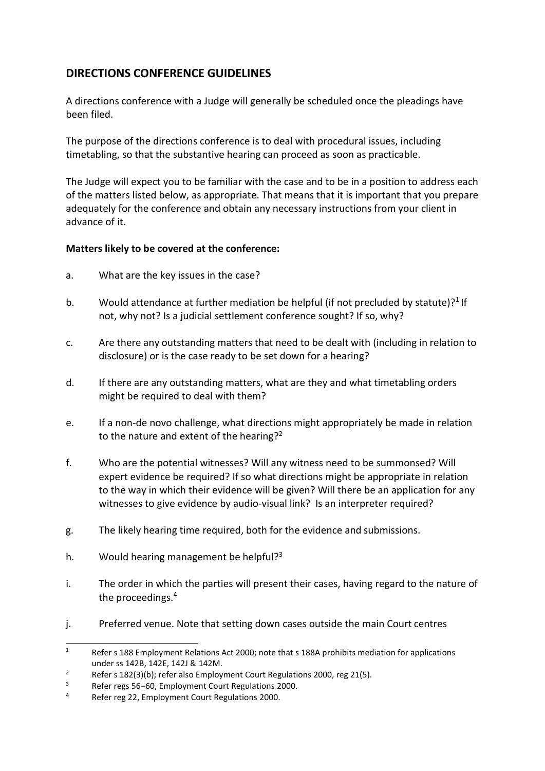## DIRECTIONS CONFERENCE GUIDELINES

A directions conference with a Judge will generally be scheduled once the pleadings have been filed.

The purpose of the directions conference is to deal with procedural issues, including timetabling, so that the substantive hearing can proceed as soon as practicable.

The Judge will expect you to be familiar with the case and to be in a position to address each of the matters listed below, as appropriate. That means that it is important that you prepare adequately for the conference and obtain any necessary instructions from your client in advance of it.

**Matters likely to be covered at the conference:**

a. What are the key issues in the case?

b. Would attendance at further mediation be helpful (if not precluded by statute)?[1] If not, why not? Is a judicial settlement conference sought? If so, why?

c. Are there any outstanding matters that need to be dealt with (including in relation to disclosure) or is the case ready to be set down for a hearing?

d. If there are any outstanding matters, what are they and what timetabling orders might be required to deal with them?

e. If a non-de novo challenge, what directions might appropriately be made in relation to the nature and extent of the hearing?[2]

f. Who are the potential witnesses? Will any witness need to be summonsed? Will expert evidence be required? If so what directions might be appropriate in relation to the way in which their evidence will be given? Will there be an application for any witnesses to give evidence by audio-visual link? Is an interpreter required?

g. The likely hearing time required, both for the evidence and submissions.

h. Would hearing management be helpful?[3]

i. The order in which the parties will present their cases, having regard to the nature of the proceedings.[4]

j. Preferred venue. Note that setting down cases outside the main Court centres

---

[1] Refer s 188 Employment Relations Act 2000; note that s 188A prohibits mediation for applications under ss 142B, 142E, 142J & 142M.

[2] Refer s 182(3)(b); refer also Employment Court Regulations 2000, reg 21(5).

[3] Refer regs 56–60, Employment Court Regulations 2000.

[4] Refer reg 22, Employment Court Regulations 2000.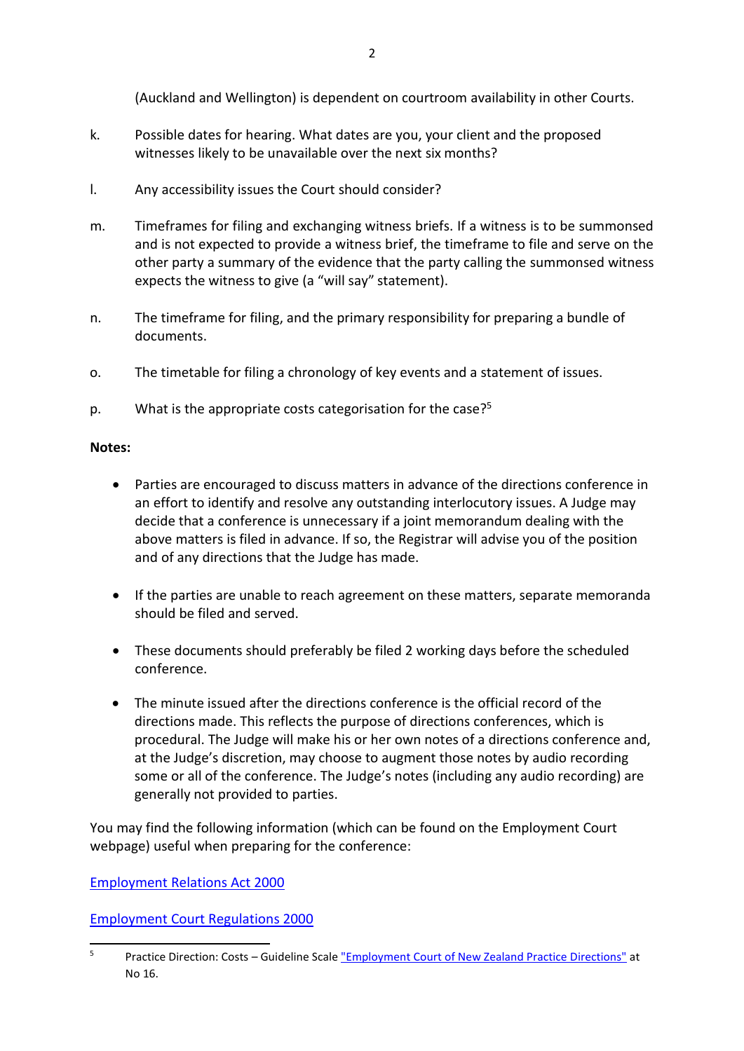(Auckland and Wellington) is dependent on courtroom availability in other Courts.

k. Possible dates for hearing. What dates are you, your client and the proposed witnesses likely to be unavailable over the next six months?

l. Any accessibility issues the Court should consider?

m. Timeframes for filing and exchanging witness briefs. If a witness is to be summonsed and is not expected to provide a witness brief, the timeframe to file and serve on the other party a summary of the evidence that the party calling the summonsed witness expects the witness to give (a "will say" statement).

n. The timeframe for filing, and the primary responsibility for preparing a bundle of documents.

o. The timetable for filing a chronology of key events and a statement of issues.

p. What is the appropriate costs categorisation for the case?[5]

**Notes:**

- Parties are encouraged to discuss matters in advance of the directions conference in an effort to identify and resolve any outstanding interlocutory issues. A Judge may decide that a conference is unnecessary if a joint memorandum dealing with the above matters is filed in advance. If so, the Registrar will advise you of the position and of any directions that the Judge has made.

- If the parties are unable to reach agreement on these matters, separate memoranda should be filed and served.

- These documents should preferably be filed 2 working days before the scheduled conference.

- The minute issued after the directions conference is the official record of the directions made. This reflects the purpose of directions conferences, which is procedural. The Judge will make his or her own notes of a directions conference and, at the Judge's discretion, may choose to augment those notes by audio recording some or all of the conference. The Judge's notes (including any audio recording) are generally not provided to parties.

You may find the following information (which can be found on the Employment Court webpage) useful when preparing for the conference:

Employment Relations Act 2000

Employment Court Regulations 2000

[5] Practice Direction: Costs – Guideline Scale "Employment Court of New Zealand Practice Directions" at No 16.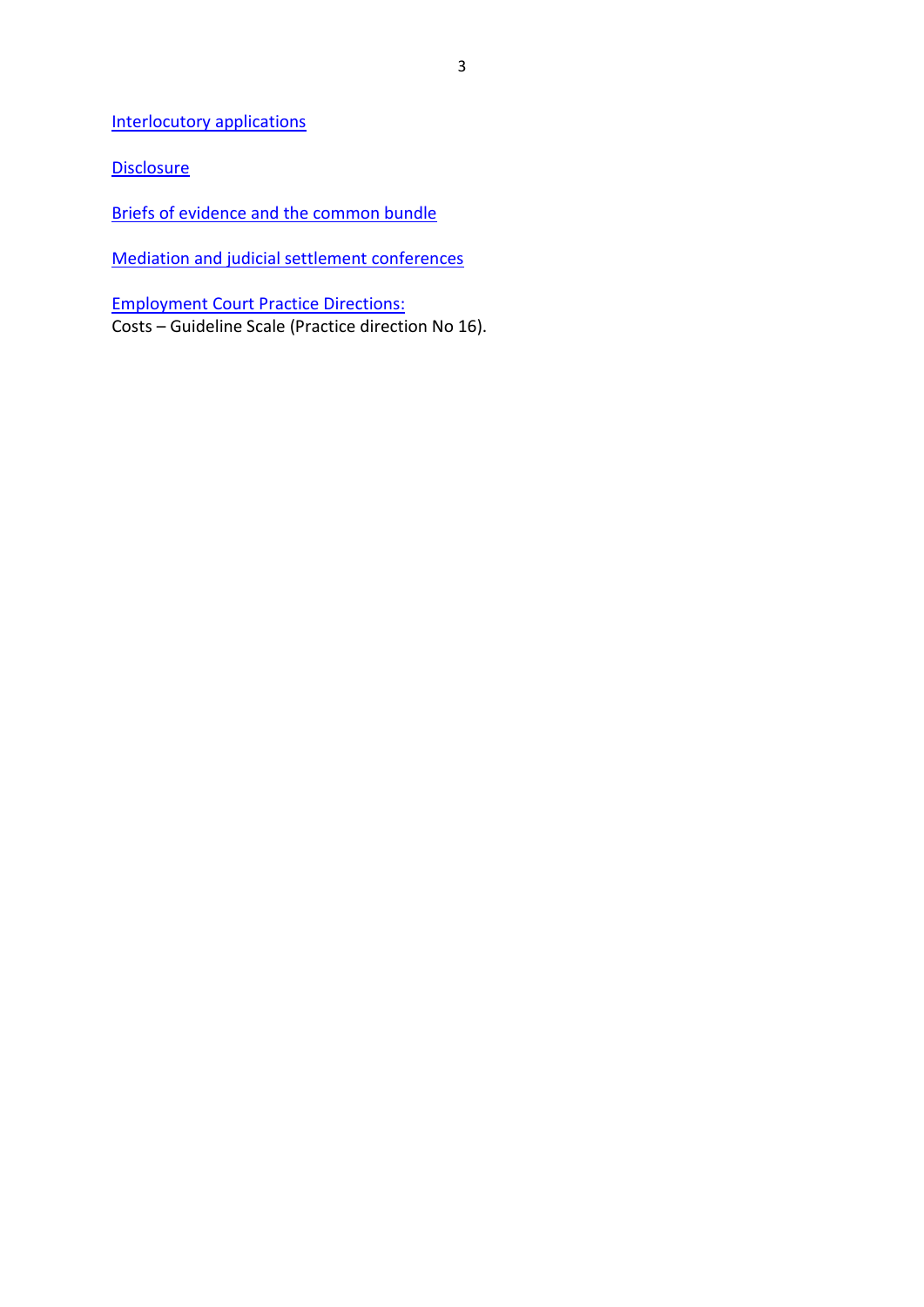Interlocutory applications

Disclosure

Briefs of evidence and the common bundle

Mediation and judicial settlement conferences

Employment Court Practice Directions:
Costs – Guideline Scale (Practice direction No 16).